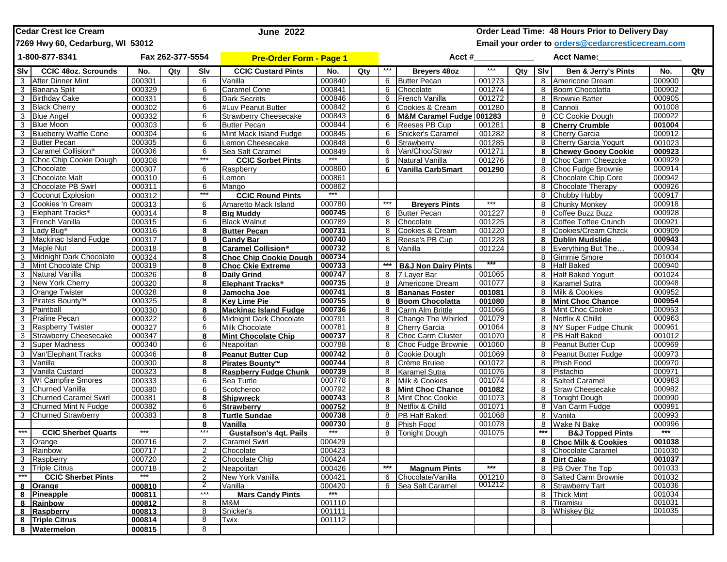**Cedar Crest Ice Cream** | **June 2022** | **Order Lead Time: 48 Hours Prior to Delivery Day**

**7269 Hwy 60, Cedarburg, WI 53012** | **Email your order to orders@cedarcresticecream.com**

**1-800-877-8341** | **Fax 262-377-5554** | **Pre-Order Form - Page 1** | **Acct #____________** | **Acct Name:________________**

| Slv | CCIC 48oz. Scrounds | No. | Qty | Slv | CCIC Custard Pints | No. | Qty | *** | Breyers 48oz | *** | Qty | Slv | Ben & Jerry's Pints | No. | Qty |
|---|---|---|---|---|---|---|---|---|---|---|---|---|---|---|---|
| 3 | After Dinner Mint | 000301 | | 6 | Vanilla | 000840 | | 6 | Butter Pecan | 001273 | | 8 | Americone Dream | 000900 | |
| 3 | Banana Split | 000329 | | 6 | Caramel Cone | 000841 | | 6 | Chocolate | 001274 | | 8 | Boom Chocolatta | 000902 | |
| 3 | Birthday Cake | 000331 | | 6 | Dark Secrets | 000846 | | 6 | French Vanilla | 001272 | | 8 | Brownie Batter | 000905 | |
| 3 | Black Cherry | 000302 | | 6 | #Luv Peanut Butter | 000842 | | 6 | Cookies & Cream | 001280 | | 8 | Cannoli | 001008 | |
| 3 | Blue Angel | 000332 | | 6 | Strawberry Cheesecake | 000843 | | **6** | **M&M Caramel Fudge** | **001283** | | 8 | CC Cookie Dough | 000922 | |
| 3 | Blue Moon | 000303 | | 6 | Butter Pecan | 000844 | | 6 | Reeses PB Cup | 001281 | | **8** | **Cherry Crumble** | **001004** | |
| 3 | Blueberry Waffle Cone | 000304 | | 6 | Mint Mack Island Fudge | 000845 | | 6 | Snicker's Caramel | 001282 | | 8 | Cherry Garcia | 000912 | |
| 3 | Butter Pecan | 000305 | | 6 | Lemon Cheesecake | 000848 | | 6 | Strawberry | 001285 | | 8 | Cherry Garcia Yogurt | 001023 | |
| 3 | Caramel Collision® | 000306 | | 6 | Sea Salt Caramel | 000849 | | 6 | Van/Choc/Straw | 001271 | | **8** | **Chewey Gooey Cookie** | **000923** | |
| 3 | Choc Chip Cookie Dough | 000308 | | *** | **CCIC Sorbet Pints** | *** | | 6 | Natural Vanilla | 001276 | | 8 | Choc Carm Cheezcke | 000929 | |
| 3 | Chocolate | 000307 | | 6 | Raspberry | 000860 | | **6** | **Vanilla CarbSmart** | **001290** | | 8 | Choc Fudge Brownie | 000914 | |
| 3 | Chocolate Malt | 000310 | | 6 | Lemon | 000861 | | | | | | 8 | Chocolate Chip Core | 000942 | |
| 3 | Chocolate PB Swirl | 000311 | | 6 | Mango | 000862 | | | | | | 8 | Chocolate Therapy | 000926 | |
| 3 | Coconut Explosion | 000312 | | *** | **CCIC Round Pints** | *** | | | | | | 8 | Chubby Hubby | 000917 | |
| 3 | Cookies 'n Cream | 000313 | | 6 | Amaretto Mack Island | 000780 | | *** | **Breyers Pints** | *** | | 8 | Chunky Monkey | 000918 | |
| 3 | Elephant Tracks® | 000314 | | **8** | **Big Muddy** | **000745** | | 8 | Butter Pecan | 001227 | | 8 | Coffee Buzz Buzz | 000928 | |
| 3 | French Vanilla | 000315 | | 6 | Black Walnut | 000789 | | 8 | Chocolate | 001225 | | 8 | Coffee Toffee Crunch | 000921 | |
| 3 | Lady Bug® | 000316 | | **8** | **Butter Pecan** | **000731** | | 8 | Cookies & Cream | 001220 | | 8 | Cookies/Cream Chzck | 000909 | |
| 3 | Mackinac Island Fudge | 000317 | | **8** | **Candy Bar** | **000740** | | 8 | Reese's PB Cup | 001228 | | **8** | **Dublin Mudslide** | **000943** | |
| 3 | Maple Nut | 000318 | | **8** | **Caramel Collision®** | **000732** | | 8 | Vanilla | 001224 | | 8 | Everything But The… | 000934 | |
| 3 | Midnight Dark Chocolate | 000324 | | **8** | **Choc Chip Cookie Dough** | **000734** | | | | | | 8 | Gimmie Smore | 001004 | |
| 3 | Mint Chocolate Chip | 000319 | | **8** | **Choc Ckie Extreme** | **000733** | | *** | **B&J Non Dairy Pints** | *** | | 8 | Half Baked | 000940 | |
| 3 | Natural Vanilla | 000326 | | **8** | **Daily Grind** | **000747** | | 8 | 7 Layer Bar | 001065 | | 8 | Half Baked Yogurt | 001024 | |
| 3 | New York Cherry | 000320 | | **8** | **Elephant Tracks®** | **000735** | | 8 | Americone Dream | 001077 | | 8 | Karamel Sutra | 000948 | |
| 3 | Orange Twister | 000328 | | **8** | **Jamocha Joe** | **000741** | | **8** | **Bananas Foster** | **001081** | | 8 | Milk & Cookies | 000952 | |
| 3 | Pirates Bounty™ | 000325 | | **8** | **Key Lime Pie** | **000755** | | **8** | **Boom Chocolatta** | **001080** | | **8** | **Mint Choc Chance** | **000954** | |
| 3 | Paintball | 000330 | | **8** | **Mackinac Island Fudge** | **000736** | | 8 | Carm Alm Brittle | 001066 | | 8 | Mint Choc Cookie | 000953 | |
| 3 | Praline Pecan | 000322 | | 6 | Midnight Dark Chocolate | 000791 | | 8 | Change The Whirled | 001079 | | 8 | Netflix & Chilld | 000963 | |
| 3 | Raspberry Twister | 000327 | | 6 | Milk Chocolate | 000781 | | 8 | Cherry Garcia | 001064 | | 8 | NY Super Fudge Chunk | 000961 | |
| 3 | Strawberry Cheesecake | 000347 | | **8** | **Mint Chocolate Chip** | **000737** | | 8 | Choc Carm Cluster | 001070 | | 8 | PB Half Baked | 001012 | |
| 3 | Super Madness | 000340 | | 6 | Neapolitan | 000788 | | 8 | Choc Fudge Brownie | 001060 | | 8 | Peanut Butter Cup | 000969 | |
| 3 | Van'Elephant Tracks | 000346 | | **8** | **Peanut Butter Cup** | **000742** | | 8 | Cookie Dough | 001069 | | 8 | Peanut Butter Fudge | 000973 | |
| 3 | Vanilla | 000300 | | **8** | **Pirates Bounty™** | **000744** | | 8 | Crème Brulee | 001072 | | 8 | Phish Food | 000970 | |
| 3 | Vanilla Custard | 000323 | | **8** | **Raspberry Fudge Chunk** | **000739** | | 8 | Karamel Sutra | 001076 | | 8 | Pistachio | 000971 | |
| 3 | WI Campfire Smores | 000333 | | 6 | Sea Turtle | 000778 | | 8 | Milk & Cookies | 001074 | | 8 | Salted Caramel | 000983 | |
| 3 | Churned Vanilla | 000380 | | 6 | Scotcheroo | 000792 | | **8** | **Mint Choc Chance** | **001082** | | 8 | Straw Cheesecake | 000982 | |
| 3 | Churned Caramel Swirl | 000381 | | **8** | **Shipwreck** | **000743** | | 8 | Mint Choc Cookie | 001073 | | 8 | Tonight Dough | 000990 | |
| 3 | Churned Mint N Fudge | 000382 | | 6 | **Strawberry** | **000752** | | 8 | Netflix & Chilld | 001071 | | 8 | Van Carm Fudge | 000991 | |
| 3 | Churned Strawberry | 000383 | | **8** | **Turtle Sundae** | **000738** | | 8 | PB Half Baked | 001068 | | 8 | Vaniila | 000993 | |
| | | | | **8** | **Vanilla** | **000730** | | 8 | Phish Food | 001078 | | 8 | Wake N Bake | 000996 | |
| *** | **CCIC Sherbet Quarts** | *** | | *** | **Gustafson's 4qt. Pails** | *** | | 8 | Tonight Dough | 001075 | | *** | **B&J Topped Pints** | *** | |
| 3 | Orange | 000716 | | 2 | Caramel Swirl | 000429 | | | | | | **8** | **Choc Milk & Cookies** | **001038** | |
| 3 | Rainbow | 000717 | | 2 | Chocolate | 000423 | | | | | | 8 | Chocolate Caramel | 001030 | |
| 3 | Raspberry | 000720 | | 2 | Chocolate Chip | 000424 | | | | | | **8** | **Dirt Cake** | **001037** | |
| 3 | Triple Citrus | 000718 | | 2 | Neapolitan | 000426 | | *** | **Magnum Pints** | *** | | 8 | PB Over The Top | 001033 | |
| *** | **CCIC Sherbet Pints** | *** | | 2 | New York Vanilla | 000421 | | 6 | Chocolate/Vanilla | 001210 | | 8 | Salted Carm Brownie | 001032 | |
| **8** | **Orange** | **000810** | | 2 | Vanilla | 000420 | | 6 | Sea Salt Caramel | 001212 | | 8 | Strawberry Tart | 001036 | |
| **8** | **Pineapple** | **000811** | | *** | **Mars Candy Pints** | *** | | | | | | 8 | Thick Mint | 001034 | |
| **8** | **Rainbow** | **000812** | | 8 | M&M | 001110 | | | | | | 8 | Tiramisu | 001031 | |
| **8** | **Raspberry** | **000813** | | 8 | Snicker's | 001111 | | | | | | 8 | Whiskey Biz | 001035 | |
| **8** | **Triple Citrus** | **000814** | | 8 | Twix | 001112 | | | | | | | | | |
| **8** | **Watermelon** | **000815** | | 8 | | | | | | | | | | | |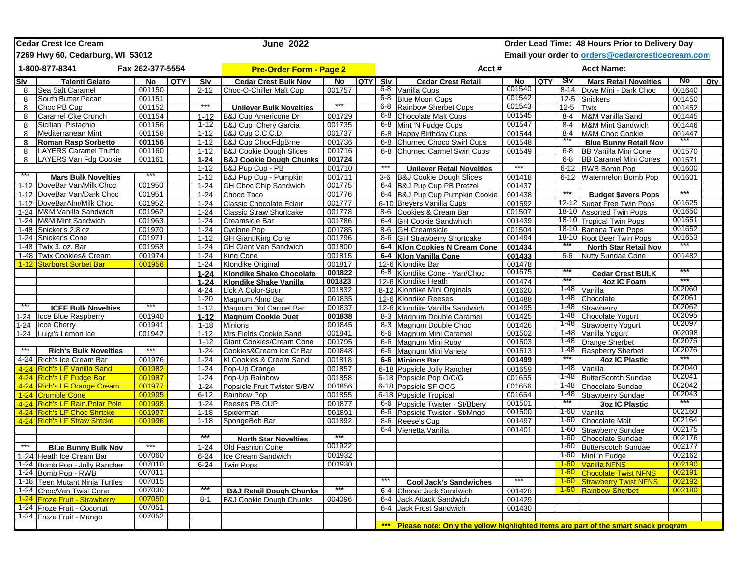**Cedar Crest Ice Cream**
**7269 Hwy 60, Cedarburg, WI 53012**
**1-800-877-8341** **Fax 262-377-5554**

**June 2022**

**Pre-Order Form - Page 2**

**Order Lead Time: 48 Hours Prior to Delivery Day**
**Email your order to orders@cedarcresticecream.com**

**Acct #\_\_\_\_\_\_\_\_\_\_\_\_ Acct Name:\_\_\_\_\_\_\_\_\_\_\_\_\_\_\_\_**

| Slv | Talenti Gelato | No | QTY | Slv | Cedar Crest Bulk Nov | No | QTY | Slv | Cedar Crest Retail | No | QTY | Slv | Mars Retail Novelties | No | Qty |
|---|---|---|---|---|---|---|---|---|---|---|---|---|---|---|---|
| 8 | Sea Salt Caramel | 001150 | | 2-12 | Choc-O-Chiller Malt Cup | 001757 | | 6-8 | Vanilla Cups | 001540 | | 8-14 | Dove Mini - Dark Choc | 001640 | |
| 8 | South Butter Pecan | 001151 | | | | | | 6-8 | Blue Moon Cups | 001542 | | 12-5 | Snickers | 001450 | |
| 8 | Choc PB Cup | 001152 | | *** | **Unilever Bulk Novelties** | *** | | 6-8 | Rainbow Sherbet Cups | 001543 | | 12-5 | Twix | 001452 | |
| 8 | Caramel Cke Crunch | 001154 | | 1-12 | B&J Cup Americone Dr | 001729 | | 6-8 | Chocolate Malt Cups | 001545 | | 8-4 | M&M Vanilla Sand | 001445 | |
| 8 | Sicilian Pistachio | 001156 | | 1-12 | B&J Cup Chery Garcia | 001735 | | 6-8 | Mint 'N Fudge Cups | 001547 | | 8-4 | M&M Mint Sandwich | 001446 | |
| 8 | Mediterranean Mint | 001158 | | 1-12 | B&J Cup C.C.C.D. | 001737 | | 6-8 | Happy Birthday Cups | 001544 | | 8-4 | M&M Choc Cookie | 001447 | |
| **8** | **Roman Rasp Sorbetto** | **001156** | | 1-12 | B&J Cup ChocFdgBrne | 001736 | | 6-8 | Churned Choco Swirl Cups | 001548 | | *** | **Blue Bunny Retail Nov** | *** | |
| 8 | LAYERS Caramel Truffle | 001160 | | 1-12 | B&J Cookie Dough Slices | 001716 | | 6-8 | Churned Carmel Swirl Cups | 001549 | | 6-8 | BB Vanilla Mini Cone | 001570 | |
| 8 | LAYERS Van Fdg Cookie | 001161 | | **1-24** | **B&J Cookie Dough Chunks** | **001724** | | | | | | 6-8 | BB Caramel Mini Cones | 001571 | |
| | | | | 1-12 | B&J Pup Cup - PB | 001710 | | *** | **Unilever Retail Novelties** | *** | | 6-12 | RWB Bomb Pop | 001600 | |
| *** | **Mars Bulk Novelties** | *** | | 1-12 | B&J Pup Cup - Pumpkin | 001711 | | 3-6 | B&J Cookie Dough Slices | 001418 | | 6-12 | Watermelon Bomb Pop | 001601 | |
| 1-12 | DoveBar Van/Milk Choc | 001950 | | 1-24 | GH Choc Chip Sandwich | 001775 | | 6-4 | B&J Pup Cup PB Pretzel | 001437 | | | | | |
| 1-12 | DoveBar Van/Dark Choc | 001951 | | 1-24 | Choco Taco | 001776 | | 6-4 | B&J Pup Cup Pumpkin Cookie | 001438 | | *** | **Budget $avers Pops** | *** | |
| 1-12 | DoveBarAlm/Milk Choc | 001952 | | 1-24 | Classic Chocolate Eclair | 001777 | | 6-10 | Breyers Vanilla Cups | 001592 | | 12-12 | Sugar Free Twin Pops | 001625 | |
| 1-24 | M&M Vanilla Sandwich | 001962 | | 1-24 | Classic Straw Shortcake | 001778 | | 8-6 | Cookies & Cream Bar | 001507 | | 18-10 | Assorted Twin Pops | 001650 | |
| 1-24 | M&M Mint Sandwich | 001963 | | 1-24 | Creamsicle Bar | 001786 | | 6-4 | GH Cookie Sandwhich | 001439 | | 18-10 | Tropical Twin Pops | 001651 | |
| 1-48 | Snicker's 2.8 oz | 001970 | | 1-24 | Cyclone Pop | 001785 | | 8-6 | GH Creamsicle | 001504 | | 18-10 | Banana Twin Pops | 001652 | |
| 1-24 | Snicker's Cone | 001971 | | 1-12 | GH Giant King Cone | 001796 | | 8-6 | GH Strawberry Shortcake | 001494 | | 18-10 | Root Beer Twin Pops | 001653 | |
| 1-48 | Twix 3. oz. Bar | 001958 | | 1-24 | GH Giant Van Sandwich | 001800 | | **6-4** | **Klon Cookies N Cream Cone** | **001434** | | *** | **North Star Retail Nov** | *** | |
| 1-48 | Twix Cookies& Cream | 001974 | | 1-24 | King Cone | 001815 | | **6-4** | **Klon Vanilla Cone** | **001433** | | 6-6 | Nutty Sundae Cone | 001482 | |
| 1-12 | Starburst Sorbet Bar | 001956 | | 1-24 | Klondike Original | 001817 | | 12-6 | Klondike Bar | 001478 | | | | | |
| | | | | **1-24** | **Klondike Shake Chocolate** | **001822** | | 6-8 | Klondike Cone - Van/Choc | 001575 | | *** | **Cedar Crest BULK** | *** | |
| | | | | **1-24** | **Klondike Shake Vanilla** | **001823** | | 12-6 | Klondike Heath | 001474 | | *** | **4oz IC Foam** | *** | |
| | | | | 4-24 | Lick A Color-Sour | 001832 | | 8-12 | Klondike Mini Orginals | 001620 | | 1-48 | Vanilla | 002060 | |
| | | | | 1-20 | Magnum Almd Bar | 001835 | | 12-6 | Klondike Reeses | 001488 | | 1-48 | Chocolate | 002061 | |
| *** | **ICEE Bulk Novelties** | *** | | 1-12 | Magnum Dbl Carmel Bar | 001837 | | 12-6 | Klondike Vanilla Sandwich | 001495 | | 1-48 | Strawberry | 002062 | |
| 1-24 | Icce Blue Raspberry | 001940 | | **1-12** | **Magnum Cookie Duet** | **001838** | | 8-3 | Magnum Double Caramel | 001425 | | 1-48 | Chocolate Yogurt | 002095 | |
| 1-24 | Icce Cherry | 001941 | | 1-18 | Minions | 001845 | | 8-3 | Magnum Double Choc | 001426 | | 1-48 | Strawberry Yogurt | 002097 | |
| 1-24 | Luigi's Lemon Ice | 001942 | | 1-12 | Mrs Fields Cookie Sand | 001841 | | 6-6 | Magnum Mini Caramel | 001502 | | 1-48 | Vanilla Yogurt | 002098 | |
| | | | | 1-12 | Giant Cookies/Cream Cone | 001795 | | 6-6 | Magnum Mini Ruby | 001503 | | 1-48 | Orange Sherbet | 002075 | |
| *** | **Rich's Bulk Novelties** | *** | | 1-24 | Cookies&Cream Ice Cr Bar | 001848 | | 6-6 | Magnum Mini Variety | 001513 | | 1-48 | Raspberry Sherbet | 002076 | |
| 4-24 | Rich's Ice Cream Bar | 001976 | | 1-24 | Kl Cookies & Cream Sand | 001818 | | **6-6** | **Minions Bar** | **001499** | | *** | **4oz IC Plastic** | *** | |
| 4-24 | Rich's LF Vanilla Sand | 001982 | | 1-24 | Pop-Up Orange | 001857 | | 6-18 | Popsicle Jolly Rancher | 001659 | | 1-48 | Vanilla | 002040 | |
| 4-24 | Rich's LF Fudge Bar | 001987 | | 1-24 | Pop-Up Rainbow | 001858 | | 6-18 | Popsicle Pop O/C/G | 001655 | | 1-48 | ButterScotch Sundae | 002041 | |
| 4-24 | Rich's LF Orange Cream | 001977 | | 1-24 | Popsicle Fruit Twister S/B/V | 001856 | | 6-18 | Popsicle SF OCG | 001656 | | 1-48 | Chocolate Sundae | 002042 | |
| 1-24 | Crumble Cone | 001995 | | 6-12 | Rainbow Pop | 001855 | | 6-18 | Popsicle Tropical | 001654 | | 1-48 | Strawberry Sundae | 002043 | |
| 4-24 | Rich's LF Rain.Polar Pole | 001998 | | 1-24 | Reeses PB CUP | 001877 | | 6-6 | Popsicle Twister - St/Bbery | 001501 | | *** | **3oz IC Plastic** | *** | |
| 4-24 | Rich's LF Choc Shrtcke | 001997 | | 1-18 | Spiderman | 001891 | | 6-6 | Popsicle Twister - St/Mngo | 001500 | | 1-60 | Vanilla | 002160 | |
| 4-24 | Rich's LF Straw Shtcke | 001996 | | 1-18 | SpongeBob Bar | 001892 | | 8-6 | Reese's Cup | 001497 | | 1-60 | Chocolate Malt | 002164 | |
| | | | | | | | | 6-4 | Vienetta Vanilla | 001401 | | 1-60 | Strawberry Sundae | 002175 | |
| | | | | *** | **North Star Novelties** | *** | | | | | | 1-60 | Chocolate Sundae | 002176 | |
| *** | **Blue Bunny Bulk Nov** | *** | | 1-24 | Old Fashion Cone | 001922 | | | | | | 1-60 | Butterscotch Sundae | 002177 | |
| 1-24 | Heath Ice Cream Bar | 007060 | | 6-24 | Ice Cream Sandwich | 001932 | | | | | | 1-60 | Mint 'n Fudge | 002162 | |
| 1-24 | Bomb Pop - Jolly Rancher | 007010 | | 6-24 | Twin Pops | 001930 | | | | | | 1-60 | Vanilla NFNS | 002190 | |
| 1-24 | Bomb Pop - RWB | 007011 | | | | | | | | | | 1-60 | Chocolate Twist NFNS | 002191 | |
| 1-18 | Teen Mutant Ninja Turtles | 007015 | | | | | | *** | **Cool Jack's Sandwiches** | *** | | 1-60 | Strawberry Twist NFNS | 002192 | |
| 1-24 | Choc/Van Twist Cone | 007030 | | *** | **B&J Retail Dough Chunks** | *** | | 6-4 | Classic Jack Sandwich | 001428 | | 1-60 | Rainbow Sherbet | 002180 | |
| 1-24 | Froze Fruit - Strawberry | 007050 | | 8-1 | B&J Cookie Dough Chunks | 004096 | | 6-4 | Jack Attack Sandwich | 001429 | | | | | |
| 1-24 | Froze Fruit - Coconut | 007051 | | | | | | 6-4 | Jack Frost Sandwich | 001430 | | | | | |
| 1-24 | Froze Fruit - Mango | 007052 | | | | | | | | | | | | | |

**\*\*\* Please note: Only the yellow highlighted items are part of the smart snack program**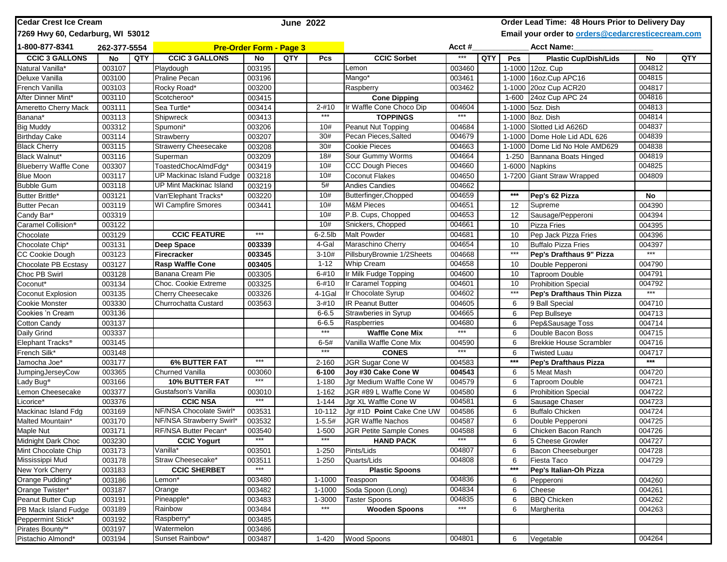**Cedar Crest Ice Cream** **June 2022** **Order Lead Time: 48 Hours Prior to Delivery Day**

**7269 Hwy 60, Cedarburg, WI 53012** **Email your order to orders@cedarcresticecream.com**

**1-800-877-8341** **262-377-5554** **Pre-Order Form - Page 3** **Acct #\_\_\_\_\_\_\_\_\_\_ Acct Name:\_\_\_\_\_\_\_\_\_\_\_\_\_\_\_\_\_\_**

| CCIC 3 GALLONS | No | QTY | CCIC 3 GALLONS | No | QTY | Pcs | CCIC Sorbet | *** | QTY | Pcs | Plastic Cup/Dish/Lids | No | QTY |
|---|---|---|---|---|---|---|---|---|---|---|---|---|---|
| Natural Vanilla* | 003107 | | Playdough | 003195 | | | Lemon | 003460 | | 1-1000 | 12oz. Cup | 004812 | |
| Deluxe Vanilla | 003100 | | Praline Pecan | 003196 | | | Mango* | 003461 | | 1-1000 | 16oz.Cup APC16 | 004815 | |
| French Vanilla | 003103 | | Rocky Road* | 003200 | | | Raspberry | 003462 | | 1-1000 | 20oz Cup ACR20 | 004817 | |
| After Dinner Mint* | 003110 | | Scotcheroo* | 003415 | | | **Cone Dipping** | | | 1-600 | 24oz Cup APC 24 | 004816 | |
| Ameretto Cherry Mack | 003111 | | Sea Turtle* | 003414 | | 2-#10 | Ir Waffle Cone Choco Dip | 004604 | | 1-1000 | 5oz. Dish | 004813 | |
| Banana* | 003113 | | Shipwreck | 003413 | | *** | **TOPPINGS** | *** | | 1-1000 | 8oz. Dish | 004814 | |
| Big Muddy | 003312 | | Spumoni* | 003206 | | 10# | Peanut Nut Topping | 004684 | | 1-1000 | Slotted Lid A626D | 004837 | |
| Birthday Cake | 003114 | | Strawberry | 003207 | | 30# | Pecan Pieces,Salted | 004679 | | 1-1000 | Dome Hole Lid ADL 626 | 004839 | |
| Black Cherry | 003115 | | Strawerry Cheesecake | 003208 | | 30# | Cookie Pieces | 004663 | | 1-1000 | Dome Lid No Hole AMD629 | 004838 | |
| Black Walnut* | 003116 | | Superman | 003209 | | 18# | Sour Gummy Worms | 004664 | | 1-250 | Bannana Boats Hinged | 004819 | |
| Blueberry Waffle Cone | 003307 | | ToastedChocAlmdFdg* | 003419 | | 10# | CCC Dough Pieces | 004660 | | 1-6000 | Napkins | 004825 | |
| Blue Moon | 003117 | | UP Mackinac Island Fudge | 003218 | | 10# | Coconut Flakes | 004650 | | 1-7200 | Giant Straw Wrapped | 004809 | |
| Bubble Gum | 003118 | | UP Mint Mackinac Island | 003219 | | 5# | Andies Candies | 004662 | | | | | |
| Butter Brittle* | 003121 | | Van'Elephant Tracks* | 003220 | | 10# | Butterfinger,Chopped | 004659 | | *** | **Pep's 62 Pizza** | **No** | |
| Butter Pecan | 003119 | | WI Campfire Smores | 003441 | | 10# | M&M Pieces | 004651 | | 12 | Supreme | 004390 | |
| Candy Bar* | 003319 | | | | | 10# | P.B. Cups, Chopped | 004653 | | 12 | Sausage/Pepperoni | 004394 | |
| Caramel Collision® | 003122 | | | | | 10# | Snickers, Chopped | 004661 | | 10 | Pizza Fries | 004395 | |
| Chocolate | 003129 | | **CCIC FEATURE** | *** | | 6-2.5lb | Malt Powder | 004681 | | 10 | Pep Jack Pizza Fries | 004396 | |
| Chocolate Chip* | 003131 | | **Deep Space** | **003339** | | 4-Gal | Maraschino Cherry | 004654 | | 10 | Buffalo Pizza Fries | 004397 | |
| CC Cookie Dough | 003123 | | **Firecracker** | **003345** | | 3-10# | PillsburyBrownie 1/2Sheets | 004668 | | *** | **Pep's Drafthaus 9" Pizza** | *** | |
| Chocolate PB Ecstasy | 003127 | | **Rasp Waffle Cone** | **003405** | | 1-12 | Whip Cream | 004658 | | 10 | Double Pepperoni | 004790 | |
| Choc PB Swirl | 003128 | | Banana Cream Pie | 003305 | | 6-#10 | Ir Milk Fudge Topping | 004600 | | 10 | Taproom Double | 004791 | |
| Coconut* | 003134 | | Choc. Cookie Extreme | 003325 | | 6-#10 | Ir Caramel Topping | 004601 | | 10 | Prohibition Special | 004792 | |
| Coconut Explosion | 003135 | | Cherry Cheesecake | 003326 | | 4-1Gal | Ir Chocolate Syrup | 004602 | | *** | **Pep's Drafthaus Thin Pizza** | *** | |
| Cookie Monster | 003330 | | Churrochatta Custard | 003563 | | 3-#10 | IR Peanut Butter | 004605 | | 6 | 9 Ball Special | 004710 | |
| Cookies 'n Cream | 003136 | | | | | 6-6.5 | Strawberies in Syrup | 004665 | | 6 | Pep Bullseye | 004713 | |
| Cotton Candy | 003137 | | | | | 6-6.5 | Raspberries | 004680 | | 6 | Pep&Sausage Toss | 004714 | |
| Daily Grind | 003337 | | | | | *** | **Waffle Cone Mix** | *** | | 6 | Double Bacon Boss | 004715 | |
| Elephant Tracks® | 003145 | | | | | 6-5# | Vanilla Waffle Cone Mix | 004590 | | 6 | Brekkie House Scrambler | 004716 | |
| French Silk* | 003148 | | | | | *** | **CONES** | *** | | 6 | Twisted Luau | 004717 | |
| Jamocha Joe* | 003177 | | **6% BUTTER FAT** | *** | | 2-160 | JGR Sugar Cone W | 004583 | | *** | **Pep's Drafthaus Pizza** | *** | |
| JumpingJerseyCow | 003365 | | Churned Vanilla | 003060 | | **6-100** | **Joy #30 Cake Cone W** | **004543** | | 6 | 5 Meat Mash | 004720 | |
| Lady Bug® | 003166 | | **10% BUTTER FAT** | *** | | 1-180 | Jgr Medium Waffle Cone W | 004579 | | 6 | Taproom Double | 004721 | |
| Lemon Cheesecake | 003377 | | Gustafson's Vanilla | 003010 | | 1-162 | JGR #89 L Waffle Cone W | 004580 | | 6 | Prohibition Special | 004722 | |
| Licorice* | 003376 | | **CCIC NSA** | *** | | 1-144 | Jgr XL Waffle Cone W | 004581 | | 6 | Sausage Chaser | 004723 | |
| Mackinac Island Fdg | 003169 | | NF/NSA Chocolate Swirl* | 003531 | | 10-112 | Jgr #1D **Point** Cake Cne UW | 004586 | | 6 | Buffalo Chicken | 004724 | |
| Malted Mountain* | 003170 | | NF/NSA Strawberry Swirl* | 003532 | | 1-5.5# | JGR Waffle Nachos | 004587 | | 6 | Double Pepperoni | 004725 | |
| Maple Nut | 003171 | | RF/NSA Butter Pecan* | 003540 | | 1-500 | JGR Petite Sample Cones | 004588 | | 6 | Chicken Bacon Ranch | 004726 | |
| Midnight Dark Choc | 003230 | | **CCIC Yogurt** | *** | | *** | **HAND PACK** | *** | | 6 | 5 Cheese Growler | 004727 | |
| Mint Chocolate Chip | 003173 | | Vanilla* | 003501 | | 1-250 | Pints/Lids | 004807 | | 6 | Bacon Cheeseburger | 004728 | |
| Mississippi Mud | 003178 | | Straw Cheesecake* | 003511 | | 1-250 | Quarts/Lids | 004808 | | 6 | Fiesta Taco | 004729 | |
| New York Cherry | 003183 | | **CCIC SHERBET** | *** | | | **Plastic Spoons** | | | *** | **Pep's Italian-Oh Pizza** | | |
| Orange Pudding* | 003186 | | Lemon* | 003480 | | 1-1000 | Teaspoon | 004836 | | 6 | Pepperoni | 004260 | |
| Orange Twister* | 003187 | | Orange | 003482 | | 1-1000 | Soda Spoon (Long) | 004834 | | 6 | Cheese | 004261 | |
| Peanut Butter Cup | 003191 | | Pineapple* | 003483 | | 1-3000 | Taster Spoons | 004835 | | 6 | BBQ Chicken | 004262 | |
| PB Mack Island Fudge | 003189 | | Rainbow | 003484 | | *** | **Wooden Spoons** | *** | | 6 | Margherita | 004263 | |
| Peppermint Stick* | 003192 | | Raspberry* | 003485 | | | | | | | | | |
| Pirates Bounty™ | 003197 | | Watermelon | 003486 | | | | | | | | | |
| Pistachio Almond* | 003194 | | Sunset Rainbow* | 003487 | | 1-420 | Wood Spoons | 004801 | | 6 | Vegetable | 004264 | |